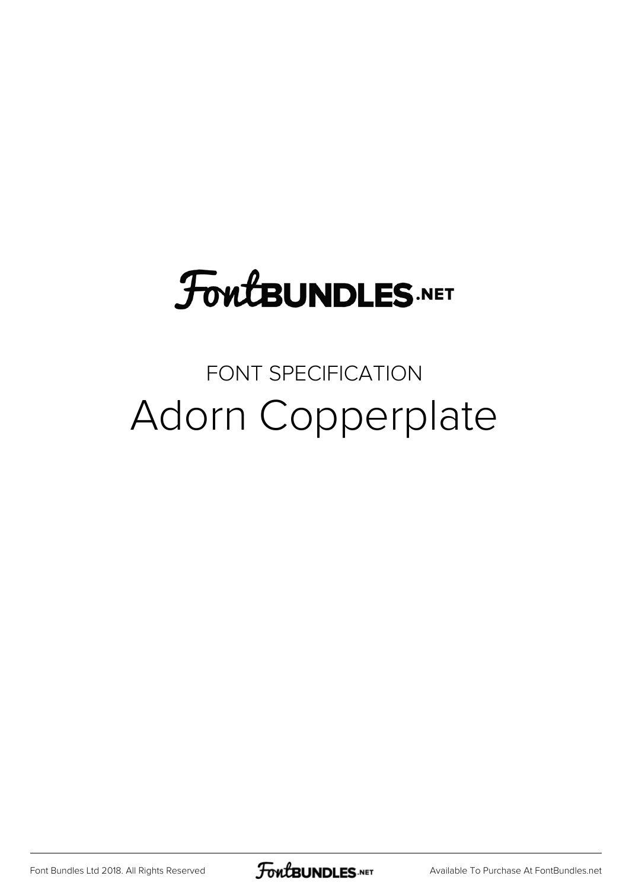FontBUNDLES.NET

FONT SPECIFICATION

# Adorn Copperplate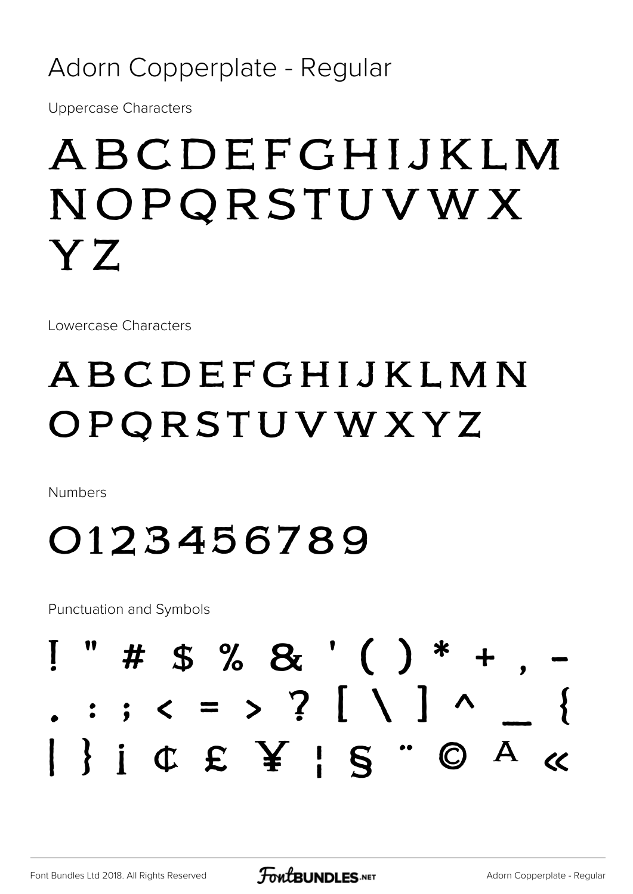# Adorn Copperplate - Regular

Uppercase Characters

ABCDEFGHIJKLM
NOPQRSTUVWX
YZ

Lowercase Characters

ABCDEFGHIJKLMN
OPQRSTUVWXYZ

Numbers

0123456789

Punctuation and Symbols

! " # $ % & ' ( ) * + , -
. : ; < = > ? [ \ ] ^ _ {
| } ¡ ¢ £ ¥ ¦ § ¨ © ª «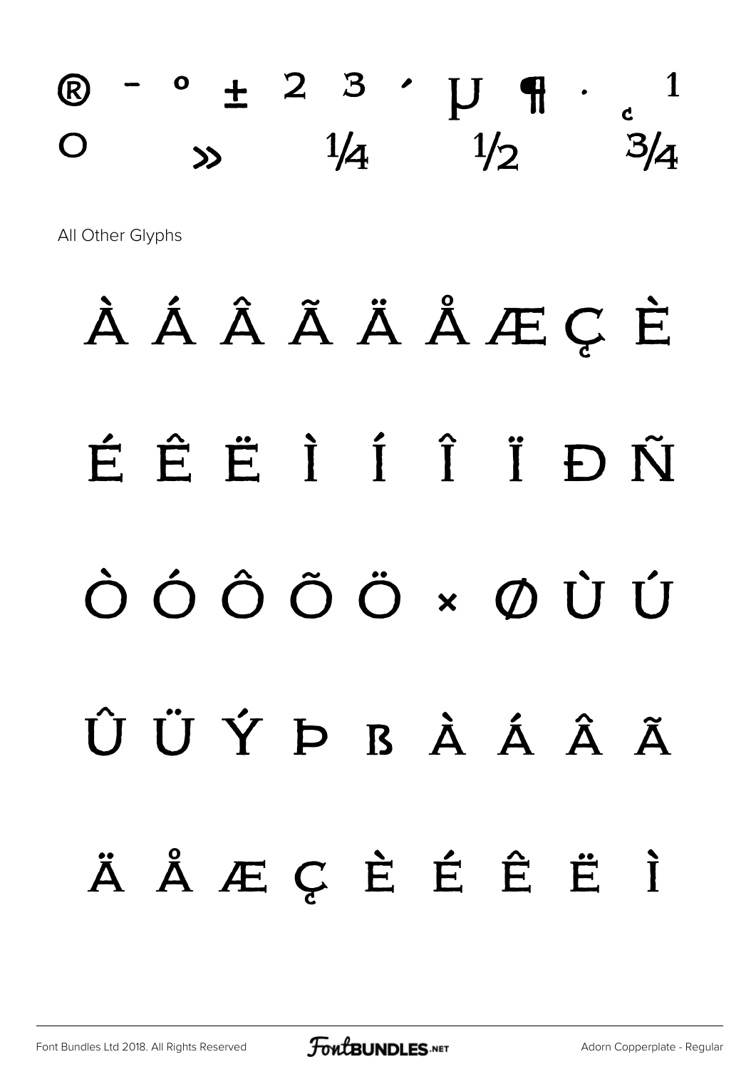® ¯ ° ± ² ³ ´ µ ¶ · ¸ ¹
º » ¼ ½ ¾

All Other Glyphs

À Á Â Ã Ä Å Æ Ç È

É Ê Ë Ì Í Î Ï Ð Ñ

Ò Ó Ô Õ Ö × Ø Ù Ú

Û Ü Ý Þ ß à á â ã

ä å æ ç è é ê ë ì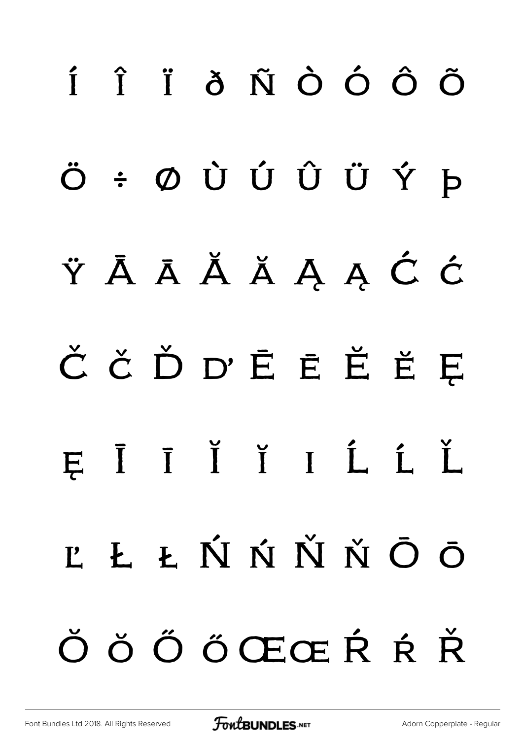Í Î Ï ð Ñ Ò Ó Ô Õ

Ö ÷ Ø Ù Ú Û Ü Ý Þ

Ÿ Ā ā Ă ă Ą ą Ć ć

Č č Ď ď Ē ē Ĕ ĕ Ę

ę Ī ī Ĭ ĭ ı Ĺ ĺ Ľ

ľ Ł ł Ń ń Ň ň Ō ō

Ŏ ŏ Ő ő Œ œ Ŕ ŕ Ř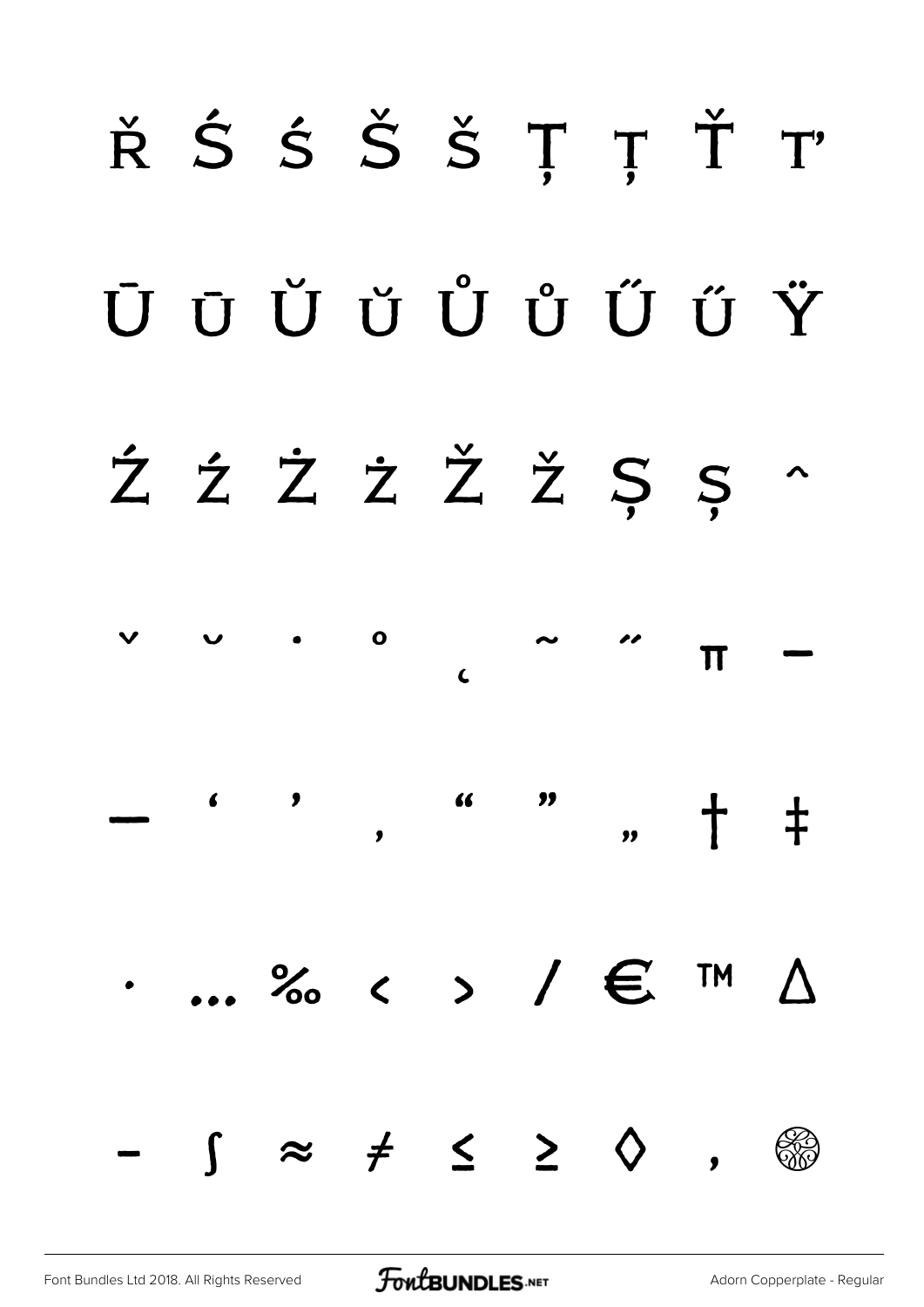Ř Ś ś Š š Ţ ţ Ť ť

Ū ū Ŭ ŭ Ů ů Ű ű Ÿ

Ź ź Ż ż Ž ž Ș ș ˆ

ˇ ˘ ˙ ˚ ˛ ˜ ˝ π –

— ‘ ’ ‚ “ ” „ † ‡

• … ‰ ‹ › ⁄ € ™ ∆

− ∫ ≈ ≠ ≤ ≥ ◊ ,